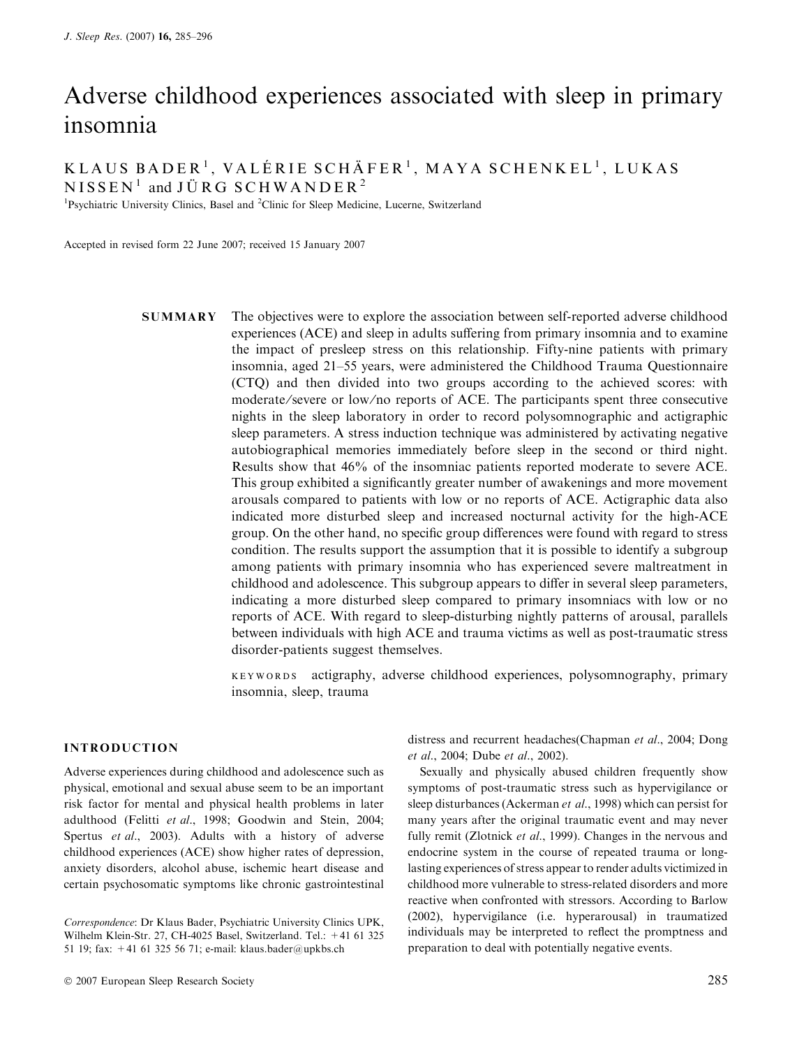# Adverse childhood experiences associated with sleep in primary insomnia

KLAUS BADER[1], VALÉRIE SCHÄFER[1], MAYA SCHENKEL[1], LUKAS NISSEN[1] and JÜRG SCHWANDER[2]

[1]Psychiatric University Clinics, Basel and [2]Clinic for Sleep Medicine, Lucerne, Switzerland

Accepted in revised form 22 June 2007; received 15 January 2007

**SUMMARY** The objectives were to explore the association between self-reported adverse childhood experiences (ACE) and sleep in adults suffering from primary insomnia and to examine the impact of presleep stress on this relationship. Fifty-nine patients with primary insomnia, aged 21–55 years, were administered the Childhood Trauma Questionnaire (CTQ) and then divided into two groups according to the achieved scores: with moderate/severe or low/no reports of ACE. The participants spent three consecutive nights in the sleep laboratory in order to record polysomnographic and actigraphic sleep parameters. A stress induction technique was administered by activating negative autobiographical memories immediately before sleep in the second or third night. Results show that 46% of the insomniac patients reported moderate to severe ACE. This group exhibited a significantly greater number of awakenings and more movement arousals compared to patients with low or no reports of ACE. Actigraphic data also indicated more disturbed sleep and increased nocturnal activity for the high-ACE group. On the other hand, no specific group differences were found with regard to stress condition. The results support the assumption that it is possible to identify a subgroup among patients with primary insomnia who has experienced severe maltreatment in childhood and adolescence. This subgroup appears to differ in several sleep parameters, indicating a more disturbed sleep compared to primary insomniacs with low or no reports of ACE. With regard to sleep-disturbing nightly patterns of arousal, parallels between individuals with high ACE and trauma victims as well as post-traumatic stress disorder-patients suggest themselves.

KEYWORDS actigraphy, adverse childhood experiences, polysomnography, primary insomnia, sleep, trauma

## INTRODUCTION

Adverse experiences during childhood and adolescence such as physical, emotional and sexual abuse seem to be an important risk factor for mental and physical health problems in later adulthood (Felitti *et al*., 1998; Goodwin and Stein, 2004; Spertus *et al*., 2003). Adults with a history of adverse childhood experiences (ACE) show higher rates of depression, anxiety disorders, alcohol abuse, ischemic heart disease and certain psychosomatic symptoms like chronic gastrointestinal distress and recurrent headaches(Chapman *et al*., 2004; Dong *et al*., 2004; Dube *et al*., 2002).

Sexually and physically abused children frequently show symptoms of post-traumatic stress such as hypervigilance or sleep disturbances (Ackerman *et al*., 1998) which can persist for many years after the original traumatic event and may never fully remit (Zlotnick *et al*., 1999). Changes in the nervous and endocrine system in the course of repeated trauma or long-lasting experiences of stress appear to render adults victimized in childhood more vulnerable to stress-related disorders and more reactive when confronted with stressors. According to Barlow (2002), hypervigilance (i.e. hyperarousal) in traumatized individuals may be interpreted to reflect the promptness and preparation to deal with potentially negative events.

*Correspondence*: Dr Klaus Bader, Psychiatric University Clinics UPK, Wilhelm Klein-Str. 27, CH-4025 Basel, Switzerland. Tel.: +41 61 325 51 19; fax: +41 61 325 56 71; e-mail: klaus.bader@upkbs.ch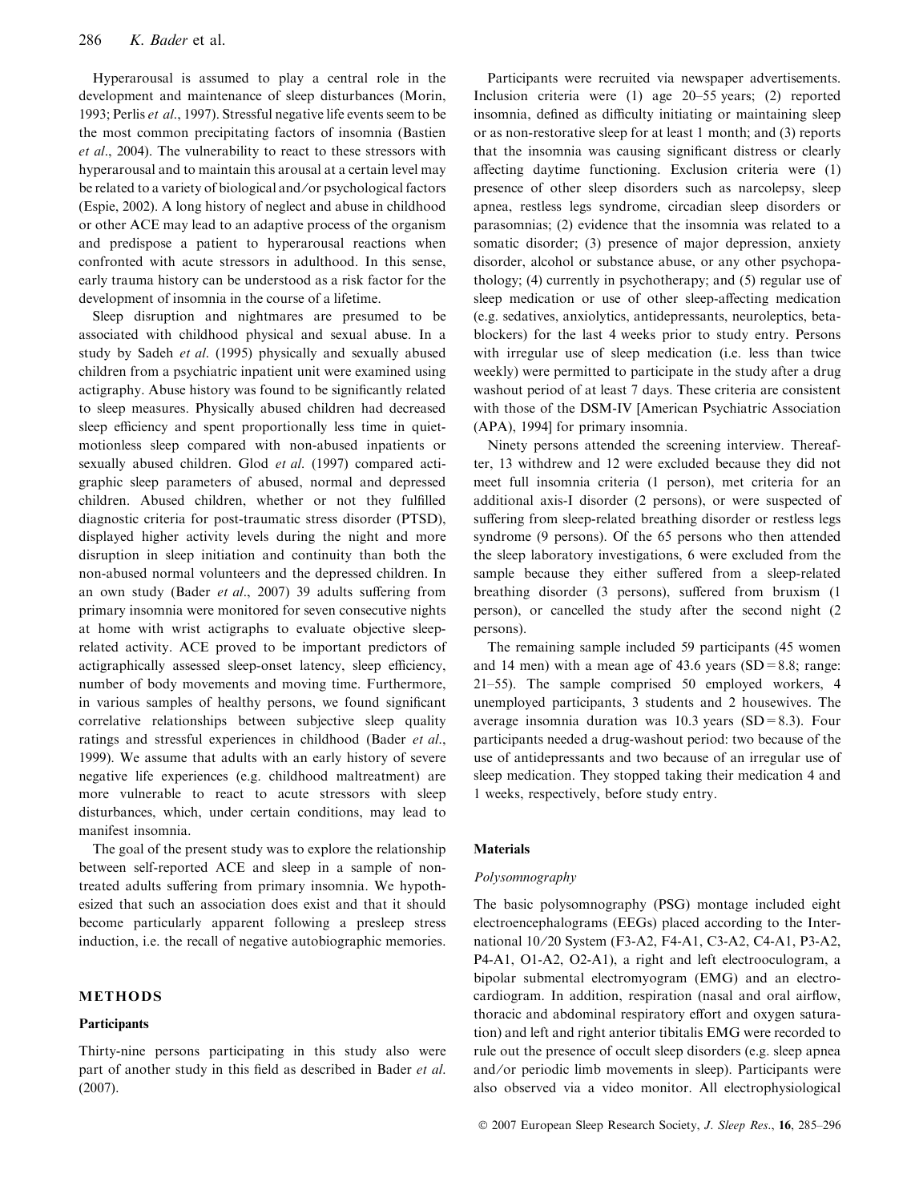Hyperarousal is assumed to play a central role in the development and maintenance of sleep disturbances (Morin, 1993; Perlis *et al*., 1997). Stressful negative life events seem to be the most common precipitating factors of insomnia (Bastien *et al*., 2004). The vulnerability to react to these stressors with hyperarousal and to maintain this arousal at a certain level may be related to a variety of biological and/or psychological factors (Espie, 2002). A long history of neglect and abuse in childhood or other ACE may lead to an adaptive process of the organism and predispose a patient to hyperarousal reactions when confronted with acute stressors in adulthood. In this sense, early trauma history can be understood as a risk factor for the development of insomnia in the course of a lifetime.

Sleep disruption and nightmares are presumed to be associated with childhood physical and sexual abuse. In a study by Sadeh *et al*. (1995) physically and sexually abused children from a psychiatric inpatient unit were examined using actigraphy. Abuse history was found to be significantly related to sleep measures. Physically abused children had decreased sleep efficiency and spent proportionally less time in quiet-motionless sleep compared with non-abused inpatients or sexually abused children. Glod *et al*. (1997) compared actigraphic sleep parameters of abused, normal and depressed children. Abused children, whether or not they fulfilled diagnostic criteria for post-traumatic stress disorder (PTSD), displayed higher activity levels during the night and more disruption in sleep initiation and continuity than both the non-abused normal volunteers and the depressed children. In an own study (Bader *et al*., 2007) 39 adults suffering from primary insomnia were monitored for seven consecutive nights at home with wrist actigraphs to evaluate objective sleep-related activity. ACE proved to be important predictors of actigraphically assessed sleep-onset latency, sleep efficiency, number of body movements and moving time. Furthermore, in various samples of healthy persons, we found significant correlative relationships between subjective sleep quality ratings and stressful experiences in childhood (Bader *et al*., 1999). We assume that adults with an early history of severe negative life experiences (e.g. childhood maltreatment) are more vulnerable to react to acute stressors with sleep disturbances, which, under certain conditions, may lead to manifest insomnia.

The goal of the present study was to explore the relationship between self-reported ACE and sleep in a sample of non-treated adults suffering from primary insomnia. We hypothesized that such an association does exist and that it should become particularly apparent following a presleep stress induction, i.e. the recall of negative autobiographic memories.

## METHODS

### Participants

Thirty-nine persons participating in this study also were part of another study in this field as described in Bader *et al*. (2007).

Participants were recruited via newspaper advertisements. Inclusion criteria were (1) age 20–55 years; (2) reported insomnia, defined as difficulty initiating or maintaining sleep or as non-restorative sleep for at least 1 month; and (3) reports that the insomnia was causing significant distress or clearly affecting daytime functioning. Exclusion criteria were (1) presence of other sleep disorders such as narcolepsy, sleep apnea, restless legs syndrome, circadian sleep disorders or parasomnias; (2) evidence that the insomnia was related to a somatic disorder; (3) presence of major depression, anxiety disorder, alcohol or substance abuse, or any other psychopathology; (4) currently in psychotherapy; and (5) regular use of sleep medication or use of other sleep-affecting medication (e.g. sedatives, anxiolytics, antidepressants, neuroleptics, beta-blockers) for the last 4 weeks prior to study entry. Persons with irregular use of sleep medication (i.e. less than twice weekly) were permitted to participate in the study after a drug washout period of at least 7 days. These criteria are consistent with those of the DSM-IV [American Psychiatric Association (APA), 1994] for primary insomnia.

Ninety persons attended the screening interview. Thereafter, 13 withdrew and 12 were excluded because they did not meet full insomnia criteria (1 person), met criteria for an additional axis-I disorder (2 persons), or were suspected of suffering from sleep-related breathing disorder or restless legs syndrome (9 persons). Of the 65 persons who then attended the sleep laboratory investigations, 6 were excluded from the sample because they either suffered from a sleep-related breathing disorder (3 persons), suffered from bruxism (1 person), or cancelled the study after the second night (2 persons).

The remaining sample included 59 participants (45 women and 14 men) with a mean age of 43.6 years (SD = 8.8; range: 21–55). The sample comprised 50 employed workers, 4 unemployed participants, 3 students and 2 housewives. The average insomnia duration was 10.3 years (SD = 8.3). Four participants needed a drug-washout period: two because of the use of antidepressants and two because of an irregular use of sleep medication. They stopped taking their medication 4 and 1 weeks, respectively, before study entry.

### Materials

#### *Polysomnography*

The basic polysomnography (PSG) montage included eight electroencephalograms (EEGs) placed according to the International 10/20 System (F3-A2, F4-A1, C3-A2, C4-A1, P3-A2, P4-A1, O1-A2, O2-A1), a right and left electrooculogram, a bipolar submental electromyogram (EMG) and an electrocardiogram. In addition, respiration (nasal and oral airflow, thoracic and abdominal respiratory effort and oxygen saturation) and left and right anterior tibitalis EMG were recorded to rule out the presence of occult sleep disorders (e.g. sleep apnea and/or periodic limb movements in sleep). Participants were also observed via a video monitor. All electrophysiological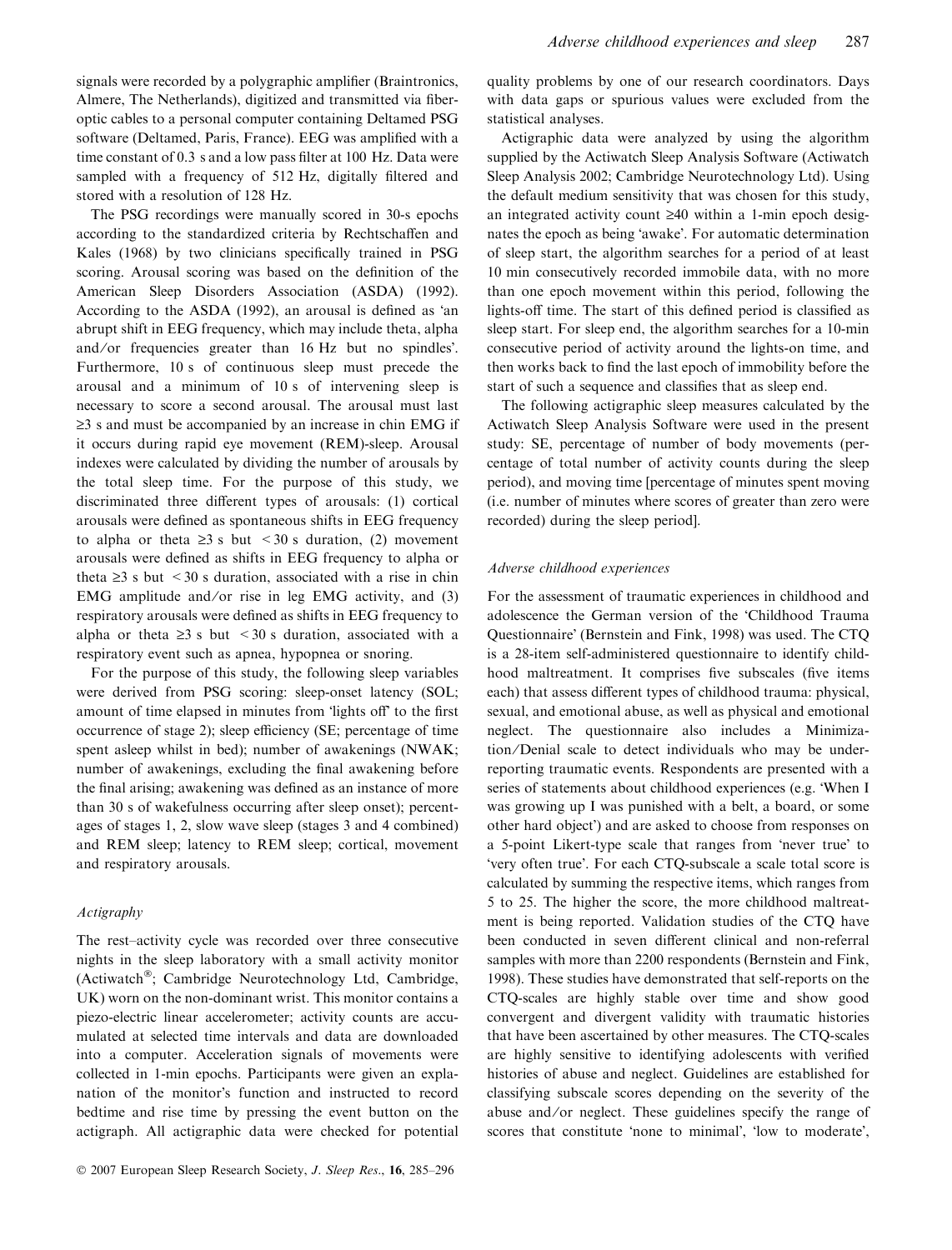signals were recorded by a polygraphic amplifier (Braintronics, Almere, The Netherlands), digitized and transmitted via fiber-optic cables to a personal computer containing Deltamed PSG software (Deltamed, Paris, France). EEG was amplified with a time constant of 0.3 s and a low pass filter at 100 Hz. Data were sampled with a frequency of 512 Hz, digitally filtered and stored with a resolution of 128 Hz.

The PSG recordings were manually scored in 30-s epochs according to the standardized criteria by Rechtschaffen and Kales (1968) by two clinicians specifically trained in PSG scoring. Arousal scoring was based on the definition of the American Sleep Disorders Association (ASDA) (1992). According to the ASDA (1992), an arousal is defined as 'an abrupt shift in EEG frequency, which may include theta, alpha and/or frequencies greater than 16 Hz but no spindles'. Furthermore, 10 s of continuous sleep must precede the arousal and a minimum of 10 s of intervening sleep is necessary to score a second arousal. The arousal must last ≥3 s and must be accompanied by an increase in chin EMG if it occurs during rapid eye movement (REM)-sleep. Arousal indexes were calculated by dividing the number of arousals by the total sleep time. For the purpose of this study, we discriminated three different types of arousals: (1) cortical arousals were defined as spontaneous shifts in EEG frequency to alpha or theta ≥3 s but <30 s duration, (2) movement arousals were defined as shifts in EEG frequency to alpha or theta ≥3 s but <30 s duration, associated with a rise in chin EMG amplitude and/or rise in leg EMG activity, and (3) respiratory arousals were defined as shifts in EEG frequency to alpha or theta ≥3 s but <30 s duration, associated with a respiratory event such as apnea, hypopnea or snoring.

For the purpose of this study, the following sleep variables were derived from PSG scoring: sleep-onset latency (SOL; amount of time elapsed in minutes from 'lights off' to the first occurrence of stage 2); sleep efficiency (SE; percentage of time spent asleep whilst in bed); number of awakenings (NWAK; number of awakenings, excluding the final awakening before the final arising; awakening was defined as an instance of more than 30 s of wakefulness occurring after sleep onset); percentages of stages 1, 2, slow wave sleep (stages 3 and 4 combined) and REM sleep; latency to REM sleep; cortical, movement and respiratory arousals.

### *Actigraphy*

The rest–activity cycle was recorded over three consecutive nights in the sleep laboratory with a small activity monitor (Actiwatch®; Cambridge Neurotechnology Ltd, Cambridge, UK) worn on the non-dominant wrist. This monitor contains a piezo-electric linear accelerometer; activity counts are accumulated at selected time intervals and data are downloaded into a computer. Acceleration signals of movements were collected in 1-min epochs. Participants were given an explanation of the monitor's function and instructed to record bedtime and rise time by pressing the event button on the actigraph. All actigraphic data were checked for potential quality problems by one of our research coordinators. Days with data gaps or spurious values were excluded from the statistical analyses.

Actigraphic data were analyzed by using the algorithm supplied by the Actiwatch Sleep Analysis Software (Actiwatch Sleep Analysis 2002; Cambridge Neurotechnology Ltd). Using the default medium sensitivity that was chosen for this study, an integrated activity count ≥40 within a 1-min epoch designates the epoch as being 'awake'. For automatic determination of sleep start, the algorithm searches for a period of at least 10 min consecutively recorded immobile data, with no more than one epoch movement within this period, following the lights-off time. The start of this defined period is classified as sleep start. For sleep end, the algorithm searches for a 10-min consecutive period of activity around the lights-on time, and then works back to find the last epoch of immobility before the start of such a sequence and classifies that as sleep end.

The following actigraphic sleep measures calculated by the Actiwatch Sleep Analysis Software were used in the present study: SE, percentage of number of body movements (percentage of total number of activity counts during the sleep period), and moving time [percentage of minutes spent moving (i.e. number of minutes where scores of greater than zero were recorded) during the sleep period].

### *Adverse childhood experiences*

For the assessment of traumatic experiences in childhood and adolescence the German version of the 'Childhood Trauma Questionnaire' (Bernstein and Fink, 1998) was used. The CTQ is a 28-item self-administered questionnaire to identify childhood maltreatment. It comprises five subscales (five items each) that assess different types of childhood trauma: physical, sexual, and emotional abuse, as well as physical and emotional neglect. The questionnaire also includes a Minimization/Denial scale to detect individuals who may be underreporting traumatic events. Respondents are presented with a series of statements about childhood experiences (e.g. 'When I was growing up I was punished with a belt, a board, or some other hard object') and are asked to choose from responses on a 5-point Likert-type scale that ranges from 'never true' to 'very often true'. For each CTQ-subscale a scale total score is calculated by summing the respective items, which ranges from 5 to 25. The higher the score, the more childhood maltreatment is being reported. Validation studies of the CTQ have been conducted in seven different clinical and non-referral samples with more than 2200 respondents (Bernstein and Fink, 1998). These studies have demonstrated that self-reports on the CTQ-scales are highly stable over time and show good convergent and divergent validity with traumatic histories that have been ascertained by other measures. The CTQ-scales are highly sensitive to identifying adolescents with verified histories of abuse and neglect. Guidelines are established for classifying subscale scores depending on the severity of the abuse and/or neglect. These guidelines specify the range of scores that constitute 'none to minimal', 'low to moderate',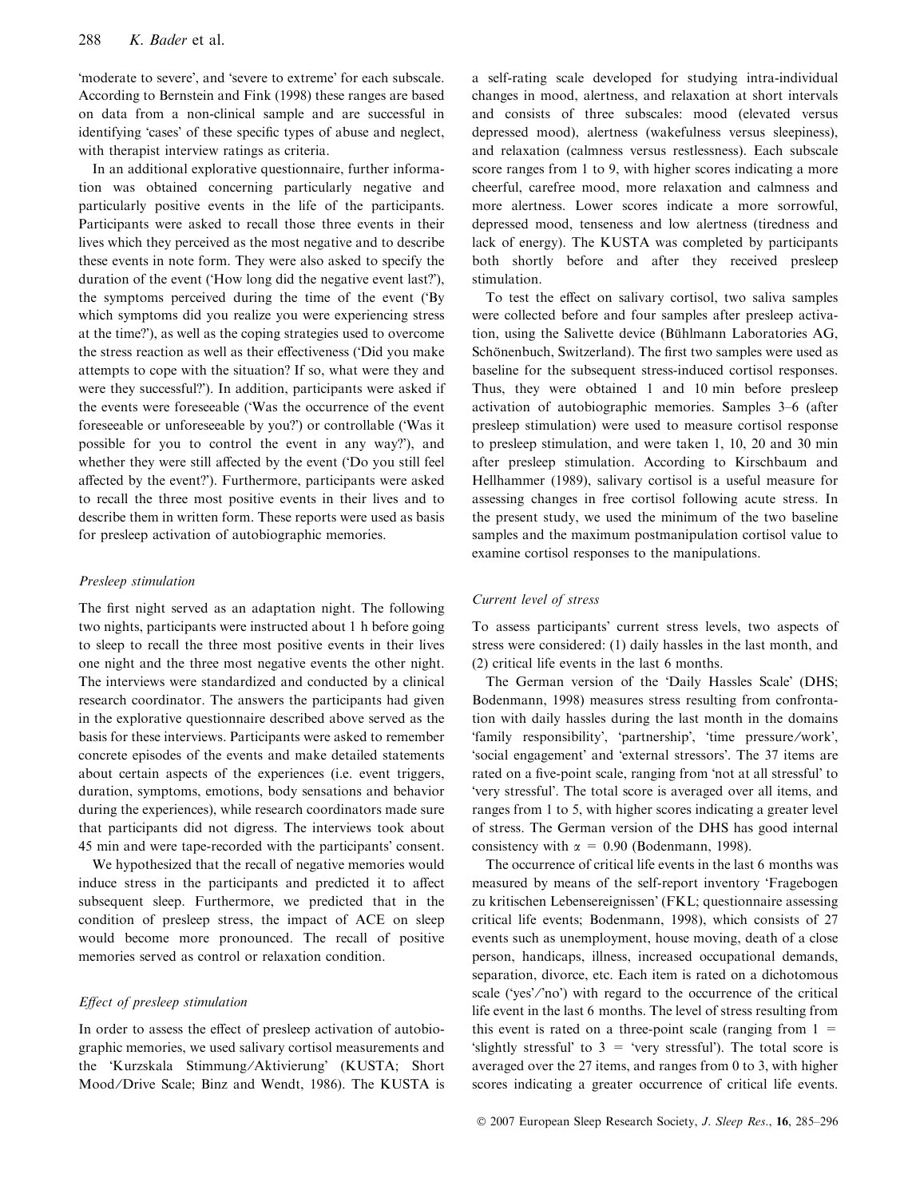'moderate to severe', and 'severe to extreme' for each subscale. According to Bernstein and Fink (1998) these ranges are based on data from a non-clinical sample and are successful in identifying 'cases' of these specific types of abuse and neglect, with therapist interview ratings as criteria.

In an additional explorative questionnaire, further information was obtained concerning particularly negative and particularly positive events in the life of the participants. Participants were asked to recall those three events in their lives which they perceived as the most negative and to describe these events in note form. They were also asked to specify the duration of the event ('How long did the negative event last?'), the symptoms perceived during the time of the event ('By which symptoms did you realize you were experiencing stress at the time?'), as well as the coping strategies used to overcome the stress reaction as well as their effectiveness ('Did you make attempts to cope with the situation? If so, what were they and were they successful?'). In addition, participants were asked if the events were foreseeable ('Was the occurrence of the event foreseeable or unforeseeable by you?') or controllable ('Was it possible for you to control the event in any way?'), and whether they were still affected by the event ('Do you still feel affected by the event?'). Furthermore, participants were asked to recall the three most positive events in their lives and to describe them in written form. These reports were used as basis for presleep activation of autobiographic memories.

### *Presleep stimulation*

The first night served as an adaptation night. The following two nights, participants were instructed about 1 h before going to sleep to recall the three most positive events in their lives one night and the three most negative events the other night. The interviews were standardized and conducted by a clinical research coordinator. The answers the participants had given in the explorative questionnaire described above served as the basis for these interviews. Participants were asked to remember concrete episodes of the events and make detailed statements about certain aspects of the experiences (i.e. event triggers, duration, symptoms, emotions, body sensations and behavior during the experiences), while research coordinators made sure that participants did not digress. The interviews took about 45 min and were tape-recorded with the participants' consent.

We hypothesized that the recall of negative memories would induce stress in the participants and predicted it to affect subsequent sleep. Furthermore, we predicted that in the condition of presleep stress, the impact of ACE on sleep would become more pronounced. The recall of positive memories served as control or relaxation condition.

### *Effect of presleep stimulation*

In order to assess the effect of presleep activation of autobiographic memories, we used salivary cortisol measurements and the 'Kurzskala Stimmung/Aktivierung' (KUSTA; Short Mood/Drive Scale; Binz and Wendt, 1986). The KUSTA is a self-rating scale developed for studying intra-individual changes in mood, alertness, and relaxation at short intervals and consists of three subscales: mood (elevated versus depressed mood), alertness (wakefulness versus sleepiness), and relaxation (calmness versus restlessness). Each subscale score ranges from 1 to 9, with higher scores indicating a more cheerful, carefree mood, more relaxation and calmness and more alertness. Lower scores indicate a more sorrowful, depressed mood, tenseness and low alertness (tiredness and lack of energy). The KUSTA was completed by participants both shortly before and after they received presleep stimulation.

To test the effect on salivary cortisol, two saliva samples were collected before and four samples after presleep activation, using the Salivette device (Bühlmann Laboratories AG, Schönenbuch, Switzerland). The first two samples were used as baseline for the subsequent stress-induced cortisol responses. Thus, they were obtained 1 and 10 min before presleep activation of autobiographic memories. Samples 3–6 (after presleep stimulation) were used to measure cortisol response to presleep stimulation, and were taken 1, 10, 20 and 30 min after presleep stimulation. According to Kirschbaum and Hellhammer (1989), salivary cortisol is a useful measure for assessing changes in free cortisol following acute stress. In the present study, we used the minimum of the two baseline samples and the maximum postmanipulation cortisol value to examine cortisol responses to the manipulations.

### *Current level of stress*

To assess participants' current stress levels, two aspects of stress were considered: (1) daily hassles in the last month, and (2) critical life events in the last 6 months.

The German version of the 'Daily Hassles Scale' (DHS; Bodenmann, 1998) measures stress resulting from confrontation with daily hassles during the last month in the domains 'family responsibility', 'partnership', 'time pressure/work', 'social engagement' and 'external stressors'. The 37 items are rated on a five-point scale, ranging from 'not at all stressful' to 'very stressful'. The total score is averaged over all items, and ranges from 1 to 5, with higher scores indicating a greater level of stress. The German version of the DHS has good internal consistency with $\alpha = 0.90$ (Bodenmann, 1998).

The occurrence of critical life events in the last 6 months was measured by means of the self-report inventory 'Fragebogen zu kritischen Lebensereignissen' (FKL; questionnaire assessing critical life events; Bodenmann, 1998), which consists of 27 events such as unemployment, house moving, death of a close person, handicaps, illness, increased occupational demands, separation, divorce, etc. Each item is rated on a dichotomous scale ('yes'/'no') with regard to the occurrence of the critical life event in the last 6 months. The level of stress resulting from this event is rated on a three-point scale (ranging from 1 = 'slightly stressful' to 3 = 'very stressful'). The total score is averaged over the 27 items, and ranges from 0 to 3, with higher scores indicating a greater occurrence of critical life events.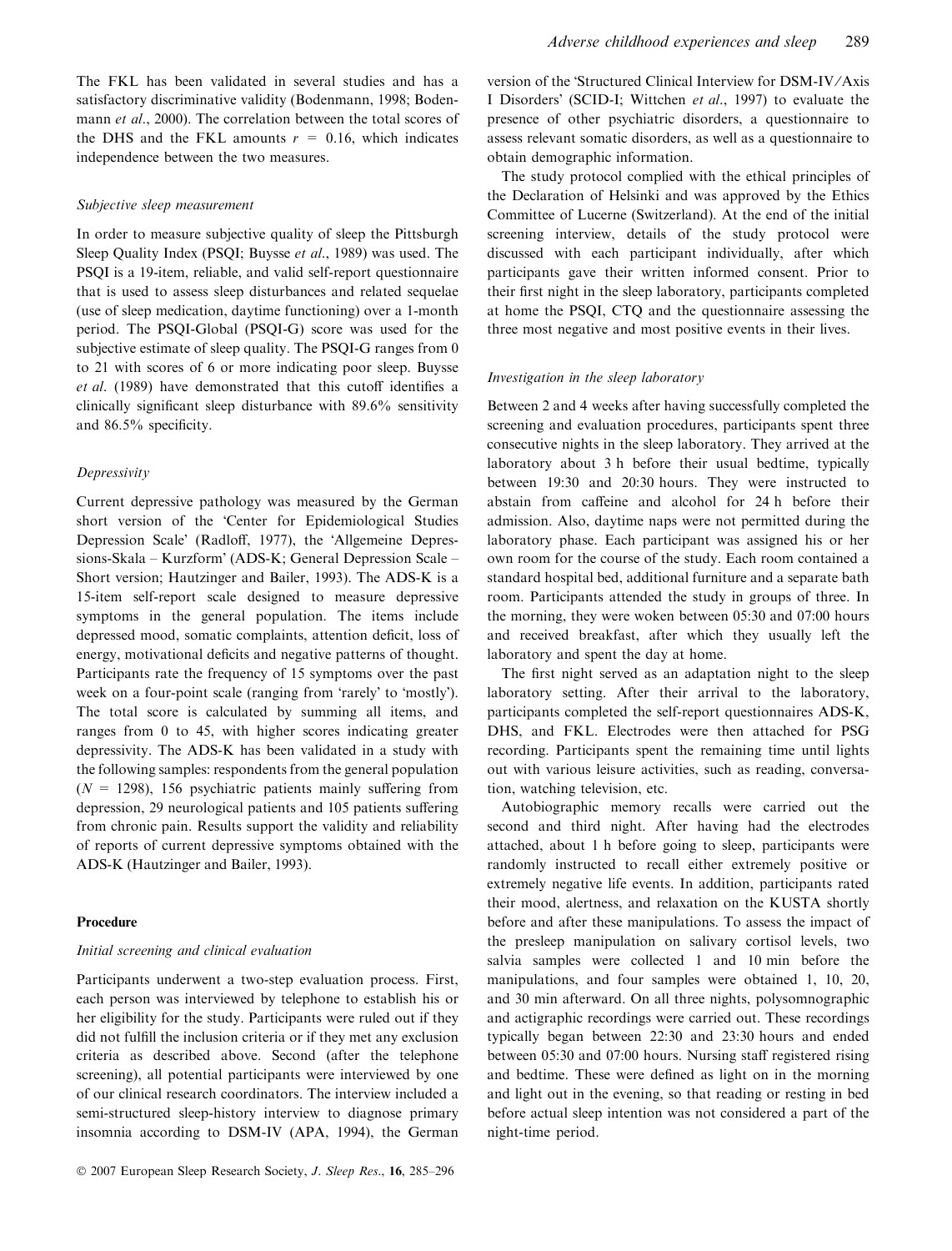The FKL has been validated in several studies and has a satisfactory discriminative validity (Bodenmann, 1998; Bodenmann *et al*., 2000). The correlation between the total scores of the DHS and the FKL amounts $r = 0.16$, which indicates independence between the two measures.

### *Subjective sleep measurement*

In order to measure subjective quality of sleep the Pittsburgh Sleep Quality Index (PSQI; Buysse *et al*., 1989) was used. The PSQI is a 19-item, reliable, and valid self-report questionnaire that is used to assess sleep disturbances and related sequelae (use of sleep medication, daytime functioning) over a 1-month period. The PSQI-Global (PSQI-G) score was used for the subjective estimate of sleep quality. The PSQI-G ranges from 0 to 21 with scores of 6 or more indicating poor sleep. Buysse *et al*. (1989) have demonstrated that this cutoff identifies a clinically significant sleep disturbance with 89.6% sensitivity and 86.5% specificity.

### *Depressivity*

Current depressive pathology was measured by the German short version of the 'Center for Epidemiological Studies Depression Scale' (Radloff, 1977), the 'Allgemeine Depressions-Skala – Kurzform' (ADS-K; General Depression Scale – Short version; Hautzinger and Bailer, 1993). The ADS-K is a 15-item self-report scale designed to measure depressive symptoms in the general population. The items include depressed mood, somatic complaints, attention deficit, loss of energy, motivational deficits and negative patterns of thought. Participants rate the frequency of 15 symptoms over the past week on a four-point scale (ranging from 'rarely' to 'mostly'). The total score is calculated by summing all items, and ranges from 0 to 45, with higher scores indicating greater depressivity. The ADS-K has been validated in a study with the following samples: respondents from the general population ($N = 1298$), 156 psychiatric patients mainly suffering from depression, 29 neurological patients and 105 patients suffering from chronic pain. Results support the validity and reliability of reports of current depressive symptoms obtained with the ADS-K (Hautzinger and Bailer, 1993).

## Procedure

### *Initial screening and clinical evaluation*

Participants underwent a two-step evaluation process. First, each person was interviewed by telephone to establish his or her eligibility for the study. Participants were ruled out if they did not fulfill the inclusion criteria or if they met any exclusion criteria as described above. Second (after the telephone screening), all potential participants were interviewed by one of our clinical research coordinators. The interview included a semi-structured sleep-history interview to diagnose primary insomnia according to DSM-IV (APA, 1994), the German version of the 'Structured Clinical Interview for DSM-IV/Axis I Disorders' (SCID-I; Wittchen *et al*., 1997) to evaluate the presence of other psychiatric disorders, a questionnaire to assess relevant somatic disorders, as well as a questionnaire to obtain demographic information.

The study protocol complied with the ethical principles of the Declaration of Helsinki and was approved by the Ethics Committee of Lucerne (Switzerland). At the end of the initial screening interview, details of the study protocol were discussed with each participant individually, after which participants gave their written informed consent. Prior to their first night in the sleep laboratory, participants completed at home the PSQI, CTQ and the questionnaire assessing the three most negative and most positive events in their lives.

### *Investigation in the sleep laboratory*

Between 2 and 4 weeks after having successfully completed the screening and evaluation procedures, participants spent three consecutive nights in the sleep laboratory. They arrived at the laboratory about 3 h before their usual bedtime, typically between 19:30 and 20:30 hours. They were instructed to abstain from caffeine and alcohol for 24 h before their admission. Also, daytime naps were not permitted during the laboratory phase. Each participant was assigned his or her own room for the course of the study. Each room contained a standard hospital bed, additional furniture and a separate bath room. Participants attended the study in groups of three. In the morning, they were woken between 05:30 and 07:00 hours and received breakfast, after which they usually left the laboratory and spent the day at home.

The first night served as an adaptation night to the sleep laboratory setting. After their arrival to the laboratory, participants completed the self-report questionnaires ADS-K, DHS, and FKL. Electrodes were then attached for PSG recording. Participants spent the remaining time until lights out with various leisure activities, such as reading, conversation, watching television, etc.

Autobiographic memory recalls were carried out the second and third night. After having had the electrodes attached, about 1 h before going to sleep, participants were randomly instructed to recall either extremely positive or extremely negative life events. In addition, participants rated their mood, alertness, and relaxation on the KUSTA shortly before and after these manipulations. To assess the impact of the presleep manipulation on salivary cortisol levels, two salvia samples were collected 1 and 10 min before the manipulations, and four samples were obtained 1, 10, 20, and 30 min afterward. On all three nights, polysomnographic and actigraphic recordings were carried out. These recordings typically began between 22:30 and 23:30 hours and ended between 05:30 and 07:00 hours. Nursing staff registered rising and bedtime. These were defined as light on in the morning and light out in the evening, so that reading or resting in bed before actual sleep intention was not considered a part of the night-time period.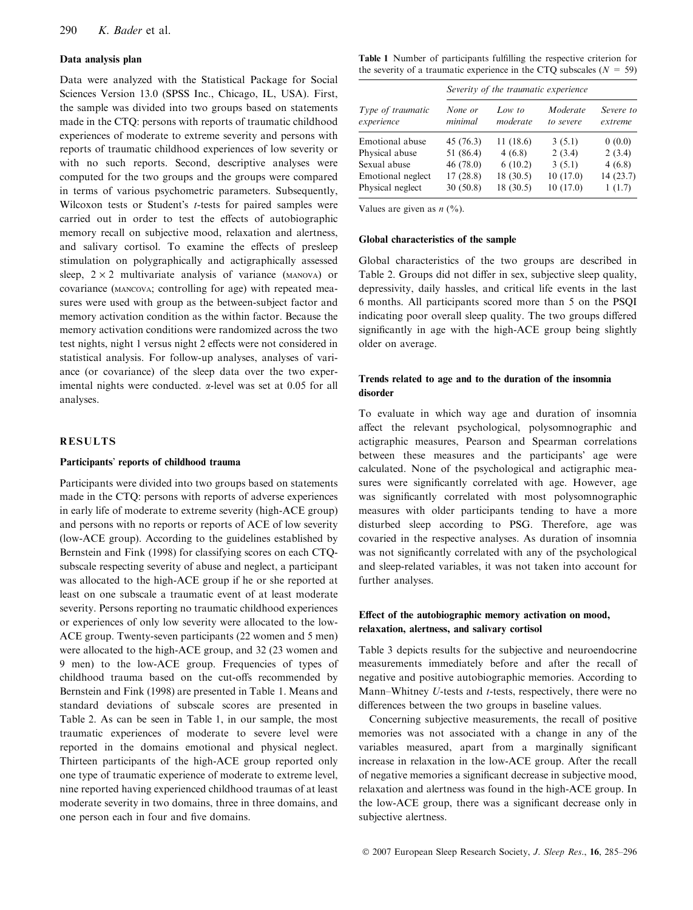### Data analysis plan

Data were analyzed with the Statistical Package for Social Sciences Version 13.0 (SPSS Inc., Chicago, IL, USA). First, the sample was divided into two groups based on statements made in the CTQ: persons with reports of traumatic childhood experiences of moderate to extreme severity and persons with reports of traumatic childhood experiences of low severity or with no such reports. Second, descriptive analyses were computed for the two groups and the groups were compared in terms of various psychometric parameters. Subsequently, Wilcoxon tests or Student's *t*-tests for paired samples were carried out in order to test the effects of autobiographic memory recall on subjective mood, relaxation and alertness, and salivary cortisol. To examine the effects of presleep stimulation on polygraphically and actigraphically assessed sleep, $2 \times 2$ multivariate analysis of variance (MANOVA) or covariance (MANCOVA; controlling for age) with repeated measures were used with group as the between-subject factor and memory activation condition as the within factor. Because the memory activation conditions were randomized across the two test nights, night 1 versus night 2 effects were not considered in statistical analysis. For follow-up analyses, analyses of variance (or covariance) of the sleep data over the two experimental nights were conducted. $\alpha$-level was set at 0.05 for all analyses.

## RESULTS

### Participants' reports of childhood trauma

Participants were divided into two groups based on statements made in the CTQ: persons with reports of adverse experiences in early life of moderate to extreme severity (high-ACE group) and persons with no reports or reports of ACE of low severity (low-ACE group). According to the guidelines established by Bernstein and Fink (1998) for classifying scores on each CTQ-subscale respecting severity of abuse and neglect, a participant was allocated to the high-ACE group if he or she reported at least on one subscale a traumatic event of at least moderate severity. Persons reporting no traumatic childhood experiences or experiences of only low severity were allocated to the low-ACE group. Twenty-seven participants (22 women and 5 men) were allocated to the high-ACE group, and 32 (23 women and 9 men) to the low-ACE group. Frequencies of types of childhood trauma based on the cut-offs recommended by Bernstein and Fink (1998) are presented in Table 1. Means and standard deviations of subscale scores are presented in Table 2. As can be seen in Table 1, in our sample, the most traumatic experiences of moderate to severe level were reported in the domains emotional and physical neglect. Thirteen participants of the high-ACE group reported only one type of traumatic experience of moderate to extreme level, nine reported having experienced childhood traumas of at least moderate severity in two domains, three in three domains, and one person each in four and five domains.

**Table 1** Number of participants fulfilling the respective criterion for the severity of a traumatic experience in the CTQ subscales ($N = 59$)

| Type of traumatic experience | Severity of the traumatic experience | | | |
|---|---|---|---|---|
| | None or minimal | Low to moderate | Moderate to severe | Severe to extreme |
| Emotional abuse | 45 (76.3) | 11 (18.6) | 3 (5.1) | 0 (0.0) |
| Physical abuse | 51 (86.4) | 4 (6.8) | 2 (3.4) | 2 (3.4) |
| Sexual abuse | 46 (78.0) | 6 (10.2) | 3 (5.1) | 4 (6.8) |
| Emotional neglect | 17 (28.8) | 18 (30.5) | 10 (17.0) | 14 (23.7) |
| Physical neglect | 30 (50.8) | 18 (30.5) | 10 (17.0) | 1 (1.7) |

Values are given as *n* (%).

### Global characteristics of the sample

Global characteristics of the two groups are described in Table 2. Groups did not differ in sex, subjective sleep quality, depressivity, daily hassles, and critical life events in the last 6 months. All participants scored more than 5 on the PSQI indicating poor overall sleep quality. The two groups differed significantly in age with the high-ACE group being slightly older on average.

### Trends related to age and to the duration of the insomnia disorder

To evaluate in which way age and duration of insomnia affect the relevant psychological, polysomnographic and actigraphic measures, Pearson and Spearman correlations between these measures and the participants' age were calculated. None of the psychological and actigraphic measures were significantly correlated with age. However, age was significantly correlated with most polysomnographic measures with older participants tending to have a more disturbed sleep according to PSG. Therefore, age was covaried in the respective analyses. As duration of insomnia was not significantly correlated with any of the psychological and sleep-related variables, it was not taken into account for further analyses.

### Effect of the autobiographic memory activation on mood, relaxation, alertness, and salivary cortisol

Table 3 depicts results for the subjective and neuroendocrine measurements immediately before and after the recall of negative and positive autobiographic memories. According to Mann–Whitney *U*-tests and *t*-tests, respectively, there were no differences between the two groups in baseline values.

Concerning subjective measurements, the recall of positive memories was not associated with a change in any of the variables measured, apart from a marginally significant increase in relaxation in the low-ACE group. After the recall of negative memories a significant decrease in subjective mood, relaxation and alertness was found in the high-ACE group. In the low-ACE group, there was a significant decrease only in subjective alertness.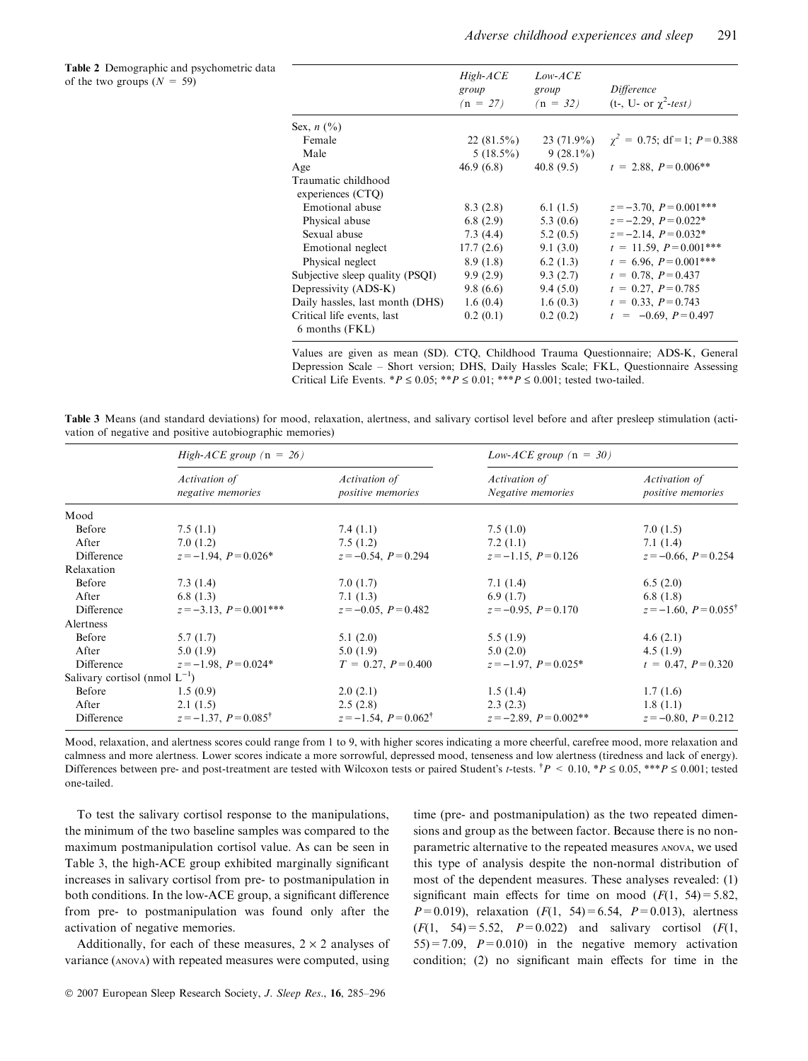**Table 2** Demographic and psychometric data of the two groups ($N$ = 59)

| | *High-ACE group* (n = 27) | *Low-ACE group* (n = 32) | *Difference* (t-, U- or $\chi^2$-*test*) |
|---|---|---|---|
| Sex, *n* (%) | | | |
| Female | 22 (81.5%) | 23 (71.9%) | $\chi^2$ = 0.75; df = 1; $P$ = 0.388 |
| Male | 5 (18.5%) | 9 (28.1%) | |
| Age | 46.9 (6.8) | 40.8 (9.5) | $t$ = 2.88, $P$ = 0.006** |
| Traumatic childhood experiences (CTQ) | | | |
| Emotional abuse | 8.3 (2.8) | 6.1 (1.5) | $z$ = −3.70, $P$ = 0.001*** |
| Physical abuse | 6.8 (2.9) | 5.3 (0.6) | $z$ = −2.29, $P$ = 0.022* |
| Sexual abuse | 7.3 (4.4) | 5.2 (0.5) | $z$ = −2.14, $P$ = 0.032* |
| Emotional neglect | 17.7 (2.6) | 9.1 (3.0) | $t$ = 11.59, $P$ = 0.001*** |
| Physical neglect | 8.9 (1.8) | 6.2 (1.3) | $t$ = 6.96, $P$ = 0.001*** |
| Subjective sleep quality (PSQI) | 9.9 (2.9) | 9.3 (2.7) | $t$ = 0.78, $P$ = 0.437 |
| Depressivity (ADS-K) | 9.8 (6.6) | 9.4 (5.0) | $t$ = 0.27, $P$ = 0.785 |
| Daily hassles, last month (DHS) | 1.6 (0.4) | 1.6 (0.3) | $t$ = 0.33, $P$ = 0.743 |
| Critical life events, last 6 months (FKL) | 0.2 (0.1) | 0.2 (0.2) | $t$ = −0.69, $P$ = 0.497 |

Values are given as mean (SD). CTQ, Childhood Trauma Questionnaire; ADS-K, General Depression Scale – Short version; DHS, Daily Hassles Scale; FKL, Questionnaire Assessing Critical Life Events. *$P \leq 0.05$; **$P \leq 0.01$; ***$P \leq 0.001$; tested two-tailed.

**Table 3** Means (and standard deviations) for mood, relaxation, alertness, and salivary cortisol level before and after presleep stimulation (activation of negative and positive autobiographic memories)

| | *High-ACE group* (n = 26) | | *Low-ACE group* (n = 30) | |
|---|---|---|---|---|
| | *Activation of negative memories* | *Activation of positive memories* | *Activation of Negative memories* | *Activation of positive memories* |
| Mood | | | | |
| Before | 7.5 (1.1) | 7.4 (1.1) | 7.5 (1.0) | 7.0 (1.5) |
| After | 7.0 (1.2) | 7.5 (1.2) | 7.2 (1.1) | 7.1 (1.4) |
| Difference | $z$ = −1.94, $P$ = 0.026* | $z$ = −0.54, $P$ = 0.294 | $z$ = −1.15, $P$ = 0.126 | $z$ = −0.66, $P$ = 0.254 |
| Relaxation | | | | |
| Before | 7.3 (1.4) | 7.0 (1.7) | 7.1 (1.4) | 6.5 (2.0) |
| After | 6.8 (1.3) | 7.1 (1.3) | 6.9 (1.7) | 6.8 (1.8) |
| Difference | $z$ = −3.13, $P$ = 0.001*** | $z$ = −0.05, $P$ = 0.482 | $z$ = −0.95, $P$ = 0.170 | $z$ = −1.60, $P$ = 0.055† |
| Alertness | | | | |
| Before | 5.7 (1.7) | 5.1 (2.0) | 5.5 (1.9) | 4.6 (2.1) |
| After | 5.0 (1.9) | 5.0 (1.9) | 5.0 (2.0) | 4.5 (1.9) |
| Difference | $z$ = −1.98, $P$ = 0.024* | $T$ = 0.27, $P$ = 0.400 | $z$ = −1.97, $P$ = 0.025* | $t$ = 0.47, $P$ = 0.320 |
| Salivary cortisol (nmol $L^{-1}$) | | | | |
| Before | 1.5 (0.9) | 2.0 (2.1) | 1.5 (1.4) | 1.7 (1.6) |
| After | 2.1 (1.5) | 2.5 (2.8) | 2.3 (2.3) | 1.8 (1.1) |
| Difference | $z$ = −1.37, $P$ = 0.085† | $z$ = −1.54, $P$ = 0.062† | $z$ = −2.89, $P$ = 0.002** | $z$ = −0.80, $P$ = 0.212 |

Mood, relaxation, and alertness scores could range from 1 to 9, with higher scores indicating a more cheerful, carefree mood, more relaxation and calmness and more alertness. Lower scores indicate a more sorrowful, depressed mood, tenseness and low alertness (tiredness and lack of energy). Differences between pre- and post-treatment are tested with Wilcoxon tests or paired Student's $t$-tests. †$P < 0.10$, *$P \leq 0.05$, ***$P \leq 0.001$; tested one-tailed.

To test the salivary cortisol response to the manipulations, the minimum of the two baseline samples was compared to the maximum postmanipulation cortisol value. As can be seen in Table 3, the high-ACE group exhibited marginally significant increases in salivary cortisol from pre- to postmanipulation in both conditions. In the low-ACE group, a significant difference from pre- to postmanipulation was found only after the activation of negative memories.

Additionally, for each of these measures, 2 × 2 analyses of variance (ANOVA) with repeated measures were computed, using time (pre- and postmanipulation) as the two repeated dimensions and group as the between factor. Because there is no non-parametric alternative to the repeated measures ANOVA, we used this type of analysis despite the non-normal distribution of most of the dependent measures. These analyses revealed: (1) significant main effects for time on mood ($F$(1, 54) = 5.82, $P$ = 0.019), relaxation ($F$(1, 54) = 6.54, $P$ = 0.013), alertness ($F$(1, 54) = 5.52, $P$ = 0.022) and salivary cortisol ($F$(1, 55) = 7.09, $P$ = 0.010) in the negative memory activation condition; (2) no significant main effects for time in the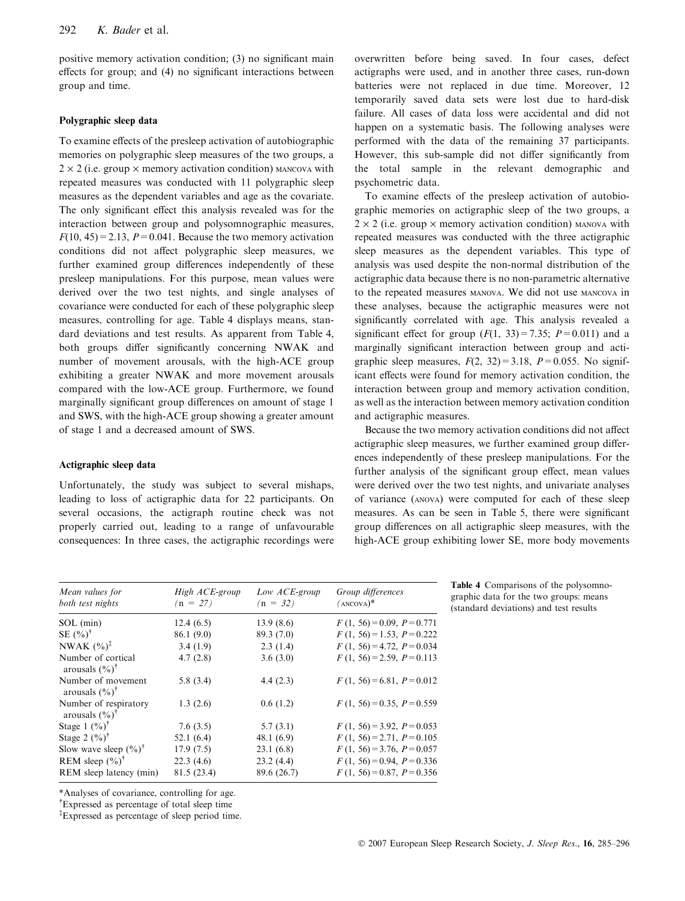positive memory activation condition; (3) no significant main effects for group; and (4) no significant interactions between group and time.

### Polygraphic sleep data

To examine effects of the presleep activation of autobiographic memories on polygraphic sleep measures of the two groups, a 2 × 2 (i.e. group × memory activation condition) MANCOVA with repeated measures was conducted with 11 polygraphic sleep measures as the dependent variables and age as the covariate. The only significant effect this analysis revealed was for the interaction between group and polysomnographic measures, $F(10, 45) = 2.13$, $P = 0.041$. Because the two memory activation conditions did not affect polygraphic sleep measures, we further examined group differences independently of these presleep manipulations. For this purpose, mean values were derived over the two test nights, and single analyses of covariance were conducted for each of these polygraphic sleep measures, controlling for age. Table 4 displays means, standard deviations and test results. As apparent from Table 4, both groups differ significantly concerning NWAK and number of movement arousals, with the high-ACE group exhibiting a greater NWAK and more movement arousals compared with the low-ACE group. Furthermore, we found marginally significant group differences on amount of stage 1 and SWS, with the high-ACE group showing a greater amount of stage 1 and a decreased amount of SWS.

### Actigraphic sleep data

Unfortunately, the study was subject to several mishaps, leading to loss of actigraphic data for 22 participants. On several occasions, the actigraph routine check was not properly carried out, leading to a range of unfavourable consequences: In three cases, the actigraphic recordings were overwritten before being saved. In four cases, defect actigraphs were used, and in another three cases, run-down batteries were not replaced in due time. Moreover, 12 temporarily saved data sets were lost due to hard-disk failure. All cases of data loss were accidental and did not happen on a systematic basis. The following analyses were performed with the data of the remaining 37 participants. However, this sub-sample did not differ significantly from the total sample in the relevant demographic and psychometric data.

To examine effects of the presleep activation of autobiographic memories on actigraphic sleep of the two groups, a 2 × 2 (i.e. group × memory activation condition) MANOVA with repeated measures was conducted with the three actigraphic sleep measures as the dependent variables. This type of analysis was used despite the non-normal distribution of the actigraphic data because there is no non-parametric alternative to the repeated measures MANOVA. We did not use MANCOVA in these analyses, because the actigraphic measures were not significantly correlated with age. This analysis revealed a significant effect for group ($F(1, 33) = 7.35$; $P = 0.011$) and a marginally significant interaction between group and actigraphic sleep measures, $F(2, 32) = 3.18$, $P = 0.055$. No significant effects were found for memory activation condition, the interaction between group and memory activation condition, as well as the interaction between memory activation condition and actigraphic measures.

Because the two memory activation conditions did not affect actigraphic sleep measures, we further examined group differences independently of these presleep manipulations. For the further analysis of the significant group effect, mean values were derived over the two test nights, and univariate analyses of variance (ANOVA) were computed for each of these sleep measures. As can be seen in Table 5, there were significant group differences on all actigraphic sleep measures, with the high-ACE group exhibiting lower SE, more body movements

**Table 4** Comparisons of the polysomnographic data for the two groups: means (standard deviations) and test results

| *Mean values for both test nights* | *High ACE-group (n = 27)* | *Low ACE-group (n = 32)* | *Group differences (ANCOVA)\** |
|---|---|---|---|
| SOL (min) | 12.4 (6.5) | 13.9 (8.6) | $F(1, 56) = 0.09$, $P = 0.771$ |
| SE (%)† | 86.1 (9.0) | 89.3 (7.0) | $F(1, 56) = 1.53$, $P = 0.222$ |
| NWAK (%)‡ | 3.4 (1.9) | 2.3 (1.4) | $F(1, 56) = 4.72$, $P = 0.034$ |
| Number of cortical arousals (%)† | 4.7 (2.8) | 3.6 (3.0) | $F(1, 56) = 2.59$, $P = 0.113$ |
| Number of movement arousals (%)† | 5.8 (3.4) | 4.4 (2.3) | $F(1, 56) = 6.81$, $P = 0.012$ |
| Number of respiratory arousals (%)† | 1.3 (2.6) | 0.6 (1.2) | $F(1, 56) = 0.35$, $P = 0.559$ |
| Stage 1 (%)† | 7.6 (3.5) | 5.7 (3.1) | $F(1, 56) = 3.92$, $P = 0.053$ |
| Stage 2 (%)† | 52.1 (6.4) | 48.1 (6.9) | $F(1, 56) = 2.71$, $P = 0.105$ |
| Slow wave sleep (%)† | 17.9 (7.5) | 23.1 (6.8) | $F(1, 56) = 3.76$, $P = 0.057$ |
| REM sleep (%)† | 22.3 (4.6) | 23.2 (4.4) | $F(1, 56) = 0.94$, $P = 0.336$ |
| REM sleep latency (min) | 81.5 (23.4) | 89.6 (26.7) | $F(1, 56) = 0.87$, $P = 0.356$ |

\*Analyses of covariance, controlling for age.
†Expressed as percentage of total sleep time
‡Expressed as percentage of sleep period time.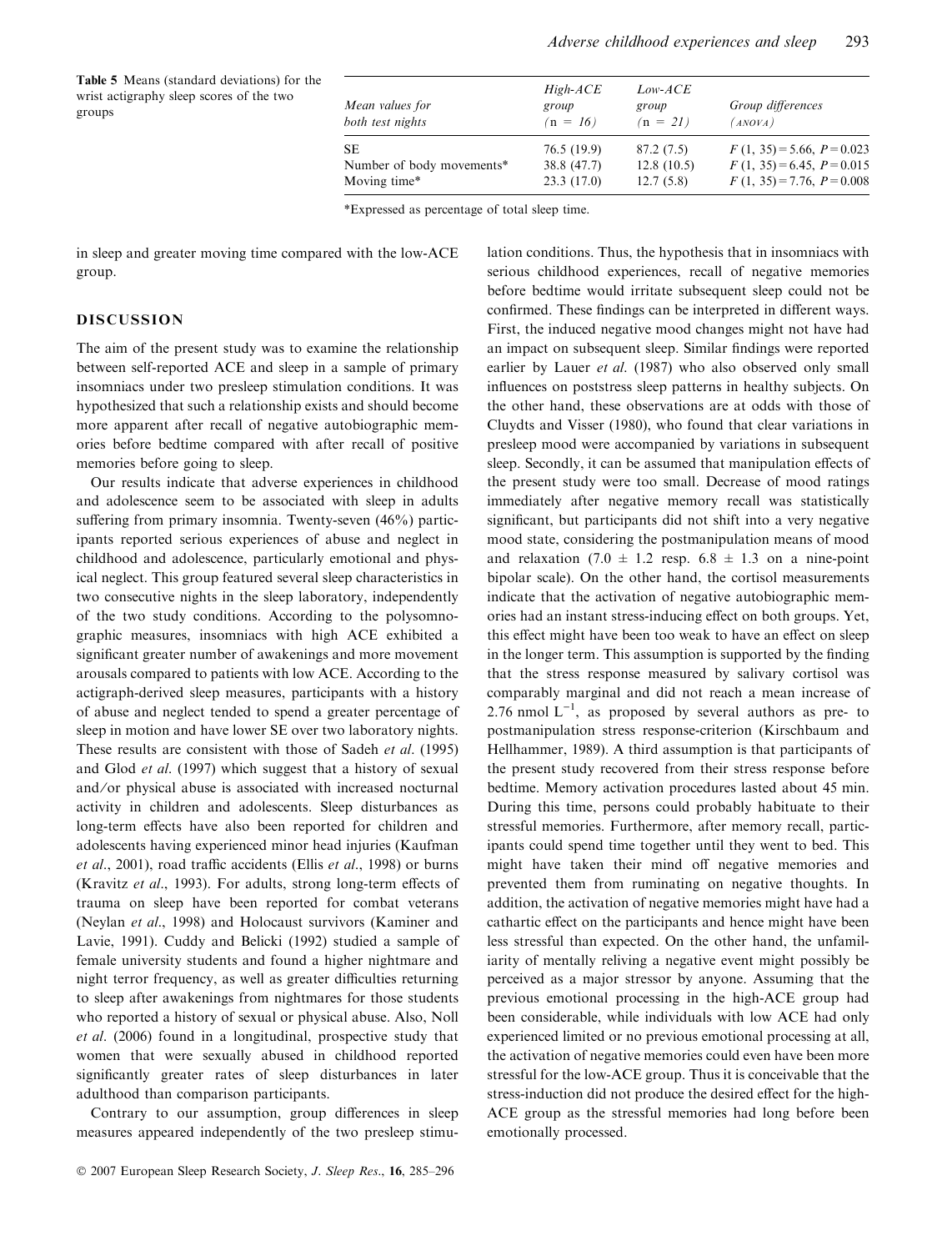**Table 5** Means (standard deviations) for the wrist actigraphy sleep scores of the two groups

| Mean values for both test nights | High-ACE group (n = 16) | Low-ACE group (n = 21) | Group differences (ANOVA) |
|---|---|---|---|
| SE | 76.5 (19.9) | 87.2 (7.5) | $F(1, 35) = 5.66$, $P = 0.023$ |
| Number of body movements* | 38.8 (47.7) | 12.8 (10.5) | $F(1, 35) = 6.45$, $P = 0.015$ |
| Moving time* | 23.3 (17.0) | 12.7 (5.8) | $F(1, 35) = 7.76$, $P = 0.008$ |

*Expressed as percentage of total sleep time.

in sleep and greater moving time compared with the low-ACE group.

## DISCUSSION

The aim of the present study was to examine the relationship between self-reported ACE and sleep in a sample of primary insomniacs under two presleep stimulation conditions. It was hypothesized that such a relationship exists and should become more apparent after recall of negative autobiographic memories before bedtime compared with after recall of positive memories before going to sleep.

Our results indicate that adverse experiences in childhood and adolescence seem to be associated with sleep in adults suffering from primary insomnia. Twenty-seven (46%) participants reported serious experiences of abuse and neglect in childhood and adolescence, particularly emotional and physical neglect. This group featured several sleep characteristics in two consecutive nights in the sleep laboratory, independently of the two study conditions. According to the polysomnographic measures, insomniacs with high ACE exhibited a significant greater number of awakenings and more movement arousals compared to patients with low ACE. According to the actigraph-derived sleep measures, participants with a history of abuse and neglect tended to spend a greater percentage of sleep in motion and have lower SE over two laboratory nights. These results are consistent with those of Sadeh *et al.* (1995) and Glod *et al.* (1997) which suggest that a history of sexual and/or physical abuse is associated with increased nocturnal activity in children and adolescents. Sleep disturbances as long-term effects have also been reported for children and adolescents having experienced minor head injuries (Kaufman *et al.*, 2001), road traffic accidents (Ellis *et al.*, 1998) or burns (Kravitz *et al.*, 1993). For adults, strong long-term effects of trauma on sleep have been reported for combat veterans (Neylan *et al.*, 1998) and Holocaust survivors (Kaminer and Lavie, 1991). Cuddy and Belicki (1992) studied a sample of female university students and found a higher nightmare and night terror frequency, as well as greater difficulties returning to sleep after awakenings from nightmares for those students who reported a history of sexual or physical abuse. Also, Noll *et al.* (2006) found in a longitudinal, prospective study that women that were sexually abused in childhood reported significantly greater rates of sleep disturbances in later adulthood than comparison participants.

Contrary to our assumption, group differences in sleep measures appeared independently of the two presleep stimulation conditions. Thus, the hypothesis that in insomniacs with serious childhood experiences, recall of negative memories before bedtime would irritate subsequent sleep could not be confirmed. These findings can be interpreted in different ways. First, the induced negative mood changes might not have had an impact on subsequent sleep. Similar findings were reported earlier by Lauer *et al.* (1987) who also observed only small influences on poststress sleep patterns in healthy subjects. On the other hand, these observations are at odds with those of Cluydts and Visser (1980), who found that clear variations in presleep mood were accompanied by variations in subsequent sleep. Secondly, it can be assumed that manipulation effects of the present study were too small. Decrease of mood ratings immediately after negative memory recall was statistically significant, but participants did not shift into a very negative mood state, considering the postmanipulation means of mood and relaxation ($7.0 \pm 1.2$ resp. $6.8 \pm 1.3$ on a nine-point bipolar scale). On the other hand, the cortisol measurements indicate that the activation of negative autobiographic memories had an instant stress-inducing effect on both groups. Yet, this effect might have been too weak to have an effect on sleep in the longer term. This assumption is supported by the finding that the stress response measured by salivary cortisol was comparably marginal and did not reach a mean increase of 2.76 nmol $L^{-1}$, as proposed by several authors as pre- to postmanipulation stress response-criterion (Kirschbaum and Hellhammer, 1989). A third assumption is that participants of the present study recovered from their stress response before bedtime. Memory activation procedures lasted about 45 min. During this time, persons could probably habituate to their stressful memories. Furthermore, after memory recall, participants could spend time together until they went to bed. This might have taken their mind off negative memories and prevented them from ruminating on negative thoughts. In addition, the activation of negative memories might have had a cathartic effect on the participants and hence might have been less stressful than expected. On the other hand, the unfamiliarity of mentally reliving a negative event might possibly be perceived as a major stressor by anyone. Assuming that the previous emotional processing in the high-ACE group had been considerable, while individuals with low ACE had only experienced limited or no previous emotional processing at all, the activation of negative memories could even have been more stressful for the low-ACE group. Thus it is conceivable that the stress-induction did not produce the desired effect for the high-ACE group as the stressful memories had long before been emotionally processed.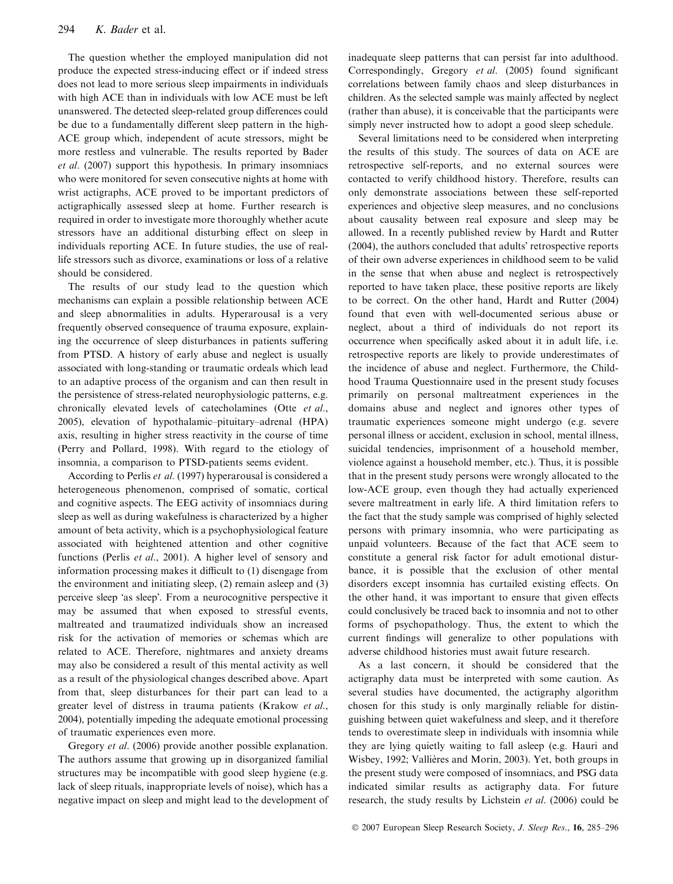The question whether the employed manipulation did not produce the expected stress-inducing effect or if indeed stress does not lead to more serious sleep impairments in individuals with high ACE than in individuals with low ACE must be left unanswered. The detected sleep-related group differences could be due to a fundamentally different sleep pattern in the high-ACE group which, independent of acute stressors, might be more restless and vulnerable. The results reported by Bader *et al.* (2007) support this hypothesis. In primary insomniacs who were monitored for seven consecutive nights at home with wrist actigraphs, ACE proved to be important predictors of actigraphically assessed sleep at home. Further research is required in order to investigate more thoroughly whether acute stressors have an additional disturbing effect on sleep in individuals reporting ACE. In future studies, the use of real-life stressors such as divorce, examinations or loss of a relative should be considered.

The results of our study lead to the question which mechanisms can explain a possible relationship between ACE and sleep abnormalities in adults. Hyperarousal is a very frequently observed consequence of trauma exposure, explaining the occurrence of sleep disturbances in patients suffering from PTSD. A history of early abuse and neglect is usually associated with long-standing or traumatic ordeals which lead to an adaptive process of the organism and can then result in the persistence of stress-related neurophysiologic patterns, e.g. chronically elevated levels of catecholamines (Otte *et al.*, 2005), elevation of hypothalamic–pituitary–adrenal (HPA) axis, resulting in higher stress reactivity in the course of time (Perry and Pollard, 1998). With regard to the etiology of insomnia, a comparison to PTSD-patients seems evident.

According to Perlis *et al.* (1997) hyperarousal is considered a heterogeneous phenomenon, comprised of somatic, cortical and cognitive aspects. The EEG activity of insomniacs during sleep as well as during wakefulness is characterized by a higher amount of beta activity, which is a psychophysiological feature associated with heightened attention and other cognitive functions (Perlis *et al.*, 2001). A higher level of sensory and information processing makes it difficult to (1) disengage from the environment and initiating sleep, (2) remain asleep and (3) perceive sleep 'as sleep'. From a neurocognitive perspective it may be assumed that when exposed to stressful events, maltreated and traumatized individuals show an increased risk for the activation of memories or schemas which are related to ACE. Therefore, nightmares and anxiety dreams may also be considered a result of this mental activity as well as a result of the physiological changes described above. Apart from that, sleep disturbances for their part can lead to a greater level of distress in trauma patients (Krakow *et al.*, 2004), potentially impeding the adequate emotional processing of traumatic experiences even more.

Gregory *et al.* (2006) provide another possible explanation. The authors assume that growing up in disorganized familial structures may be incompatible with good sleep hygiene (e.g. lack of sleep rituals, inappropriate levels of noise), which has a negative impact on sleep and might lead to the development of inadequate sleep patterns that can persist far into adulthood. Correspondingly, Gregory *et al.* (2005) found significant correlations between family chaos and sleep disturbances in children. As the selected sample was mainly affected by neglect (rather than abuse), it is conceivable that the participants were simply never instructed how to adopt a good sleep schedule.

Several limitations need to be considered when interpreting the results of this study. The sources of data on ACE are retrospective self-reports, and no external sources were contacted to verify childhood history. Therefore, results can only demonstrate associations between these self-reported experiences and objective sleep measures, and no conclusions about causality between real exposure and sleep may be allowed. In a recently published review by Hardt and Rutter (2004), the authors concluded that adults' retrospective reports of their own adverse experiences in childhood seem to be valid in the sense that when abuse and neglect is retrospectively reported to have taken place, these positive reports are likely to be correct. On the other hand, Hardt and Rutter (2004) found that even with well-documented serious abuse or neglect, about a third of individuals do not report its occurrence when specifically asked about it in adult life, i.e. retrospective reports are likely to provide underestimates of the incidence of abuse and neglect. Furthermore, the Childhood Trauma Questionnaire used in the present study focuses primarily on personal maltreatment experiences in the domains abuse and neglect and ignores other types of traumatic experiences someone might undergo (e.g. severe personal illness or accident, exclusion in school, mental illness, suicidal tendencies, imprisonment of a household member, violence against a household member, etc.). Thus, it is possible that in the present study persons were wrongly allocated to the low-ACE group, even though they had actually experienced severe maltreatment in early life. A third limitation refers to the fact that the study sample was comprised of highly selected persons with primary insomnia, who were participating as unpaid volunteers. Because of the fact that ACE seem to constitute a general risk factor for adult emotional disturbance, it is possible that the exclusion of other mental disorders except insomnia has curtailed existing effects. On the other hand, it was important to ensure that given effects could conclusively be traced back to insomnia and not to other forms of psychopathology. Thus, the extent to which the current findings will generalize to other populations with adverse childhood histories must await future research.

As a last concern, it should be considered that the actigraphy data must be interpreted with some caution. As several studies have documented, the actigraphy algorithm chosen for this study is only marginally reliable for distinguishing between quiet wakefulness and sleep, and it therefore tends to overestimate sleep in individuals with insomnia while they are lying quietly waiting to fall asleep (e.g. Hauri and Wisbey, 1992; Vallières and Morin, 2003). Yet, both groups in the present study were composed of insomniacs, and PSG data indicated similar results as actigraphy data. For future research, the study results by Lichstein *et al.* (2006) could be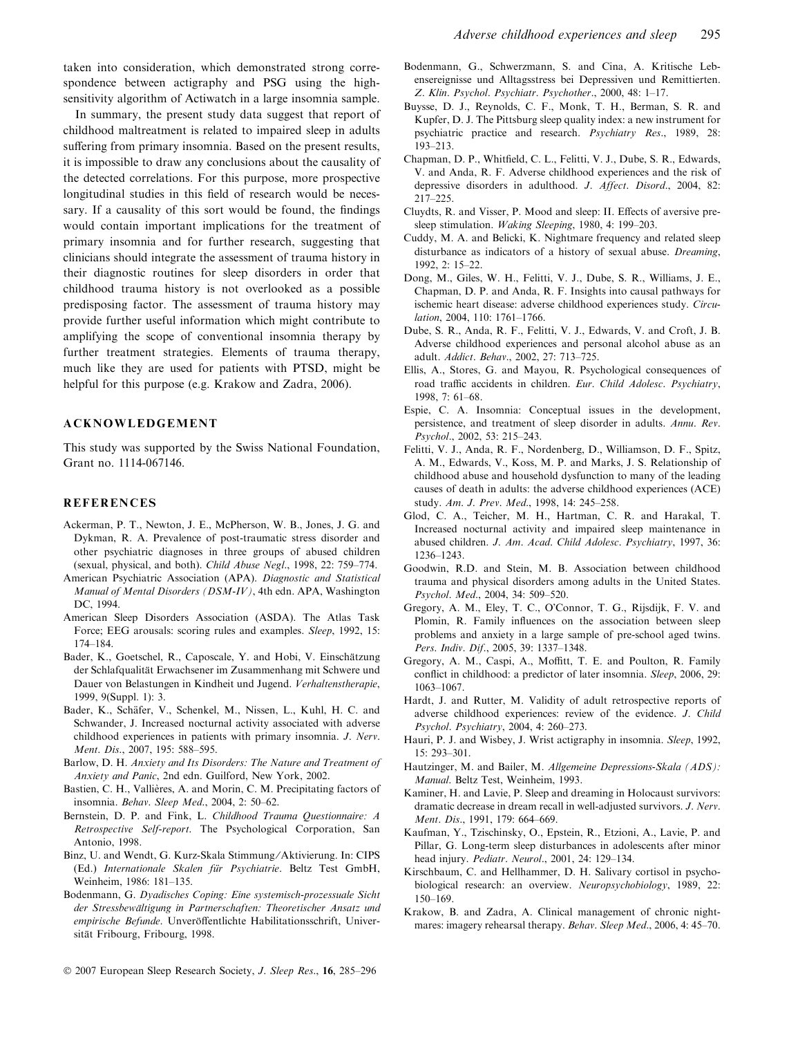taken into consideration, which demonstrated strong correspondence between actigraphy and PSG using the high-sensitivity algorithm of Actiwatch in a large insomnia sample.

In summary, the present study data suggest that report of childhood maltreatment is related to impaired sleep in adults suffering from primary insomnia. Based on the present results, it is impossible to draw any conclusions about the causality of the detected correlations. For this purpose, more prospective longitudinal studies in this field of research would be necessary. If a causality of this sort would be found, the findings would contain important implications for the treatment of primary insomnia and for further research, suggesting that clinicians should integrate the assessment of trauma history in their diagnostic routines for sleep disorders in order that childhood trauma history is not overlooked as a possible predisposing factor. The assessment of trauma history may provide further useful information which might contribute to amplifying the scope of conventional insomnia therapy by further treatment strategies. Elements of trauma therapy, much like they are used for patients with PTSD, might be helpful for this purpose (e.g. Krakow and Zadra, 2006).

## ACKNOWLEDGEMENT

This study was supported by the Swiss National Foundation, Grant no. 1114-067146.

## REFERENCES

Ackerman, P. T., Newton, J. E., McPherson, W. B., Jones, J. G. and Dykman, R. A. Prevalence of post-traumatic stress disorder and other psychiatric diagnoses in three groups of abused children (sexual, physical, and both). *Child Abuse Negl.*, 1998, 22: 759–774.

American Psychiatric Association (APA). *Diagnostic and Statistical Manual of Mental Disorders (DSM-IV)*, 4th edn. APA, Washington DC, 1994.

American Sleep Disorders Association (ASDA). The Atlas Task Force; EEG arousals: scoring rules and examples. *Sleep*, 1992, 15: 174–184.

Bader, K., Goetschel, R., Caposcale, Y. and Hobi, V. Einschätzung der Schlafqualität Erwachsener im Zusammenhang mit Schwere und Dauer von Belastungen in Kindheit und Jugend. *Verhaltenstherapie*, 1999, 9(Suppl. 1): 3.

Bader, K., Schäfer, V., Schenkel, M., Nissen, L., Kuhl, H. C. and Schwander, J. Increased nocturnal activity associated with adverse childhood experiences in patients with primary insomnia. *J. Nerv. Ment. Dis.*, 2007, 195: 588–595.

Barlow, D. H. *Anxiety and Its Disorders: The Nature and Treatment of Anxiety and Panic*, 2nd edn. Guilford, New York, 2002.

Bastien, C. H., Vallières, A. and Morin, C. M. Precipitating factors of insomnia. *Behav. Sleep Med.*, 2004, 2: 50–62.

Bernstein, D. P. and Fink, L. *Childhood Trauma Questionnaire: A Retrospective Self-report*. The Psychological Corporation, San Antonio, 1998.

Binz, U. and Wendt, G. Kurz-Skala Stimmung/Aktivierung. In: CIPS (Ed.) *Internationale Skalen für Psychiatrie*. Beltz Test GmbH, Weinheim, 1986: 181–135.

Bodenmann, G. *Dyadisches Coping: Eine systemisch-prozessuale Sicht der Stressbewältigung in Partnerschaften: Theoretischer Ansatz und empirische Befunde*. Unveröffentlichte Habilitationsschrift, Universität Fribourg, Fribourg, 1998.

Bodenmann, G., Schwerzmann, S. and Cina, A. Kritische Lebensereignisse und Alltagsstress bei Depressiven und Remittierten. *Z. Klin. Psychol. Psychiatr. Psychother.*, 2000, 48: 1–17.

Buysse, D. J., Reynolds, C. F., Monk, T. H., Berman, S. R. and Kupfer, D. J. The Pittsburg sleep quality index: a new instrument for psychiatric practice and research. *Psychiatry Res.*, 1989, 28: 193–213.

Chapman, D. P., Whitfield, C. L., Felitti, V. J., Dube, S. R., Edwards, V. and Anda, R. F. Adverse childhood experiences and the risk of depressive disorders in adulthood. *J. Affect. Disord.*, 2004, 82: 217–225.

Cluydts, R. and Visser, P. Mood and sleep: II. Effects of aversive pre-sleep stimulation. *Waking Sleeping*, 1980, 4: 199–203.

Cuddy, M. A. and Belicki, K. Nightmare frequency and related sleep disturbance as indicators of a history of sexual abuse. *Dreaming*, 1992, 2: 15–22.

Dong, M., Giles, W. H., Felitti, V. J., Dube, S. R., Williams, J. E., Chapman, D. P. and Anda, R. F. Insights into causal pathways for ischemic heart disease: adverse childhood experiences study. *Circulation*, 2004, 110: 1761–1766.

Dube, S. R., Anda, R. F., Felitti, V. J., Edwards, V. and Croft, J. B. Adverse childhood experiences and personal alcohol abuse as an adult. *Addict. Behav.*, 2002, 27: 713–725.

Ellis, A., Stores, G. and Mayou, R. Psychological consequences of road traffic accidents in children. *Eur. Child Adolesc. Psychiatry*, 1998, 7: 61–68.

Espie, C. A. Insomnia: Conceptual issues in the development, persistence, and treatment of sleep disorder in adults. *Annu. Rev. Psychol.*, 2002, 53: 215–243.

Felitti, V. J., Anda, R. F., Nordenberg, D., Williamson, D. F., Spitz, A. M., Edwards, V., Koss, M. P. and Marks, J. S. Relationship of childhood abuse and household dysfunction to many of the leading causes of death in adults: the adverse childhood experiences (ACE) study. *Am. J. Prev. Med.*, 1998, 14: 245–258.

Glod, C. A., Teicher, M. H., Hartman, C. R. and Harakal, T. Increased nocturnal activity and impaired sleep maintenance in abused children. *J. Am. Acad. Child Adolesc. Psychiatry*, 1997, 36: 1236–1243.

Goodwin, R.D. and Stein, M. B. Association between childhood trauma and physical disorders among adults in the United States. *Psychol. Med.*, 2004, 34: 509–520.

Gregory, A. M., Eley, T. C., O'Connor, T. G., Rijsdijk, F. V. and Plomin, R. Family influences on the association between sleep problems and anxiety in a large sample of pre-school aged twins. *Pers. Indiv. Dif.*, 2005, 39: 1337–1348.

Gregory, A. M., Caspi, A., Moffitt, T. E. and Poulton, R. Family conflict in childhood: a predictor of later insomnia. *Sleep*, 2006, 29: 1063–1067.

Hardt, J. and Rutter, M. Validity of adult retrospective reports of adverse childhood experiences: review of the evidence. *J. Child Psychol. Psychiatry*, 2004, 4: 260–273.

Hauri, P. J. and Wisbey, J. Wrist actigraphy in insomnia. *Sleep*, 1992, 15: 293–301.

Hautzinger, M. and Bailer, M. *Allgemeine Depressions-Skala (ADS): Manual*. Beltz Test, Weinheim, 1993.

Kaminer, H. and Lavie, P. Sleep and dreaming in Holocaust survivors: dramatic decrease in dream recall in well-adjusted survivors. *J. Nerv. Ment. Dis.*, 1991, 179: 664–669.

Kaufman, Y., Tzischinsky, O., Epstein, R., Etzioni, A., Lavie, P. and Pillar, G. Long-term sleep disturbances in adolescents after minor head injury. *Pediatr. Neurol.*, 2001, 24: 129–134.

Kirschbaum, C. and Hellhammer, D. H. Salivary cortisol in psychobiological research: an overview. *Neuropsychobiology*, 1989, 22: 150–169.

Krakow, B. and Zadra, A. Clinical management of chronic nightmares: imagery rehearsal therapy. *Behav. Sleep Med.*, 2006, 4: 45–70.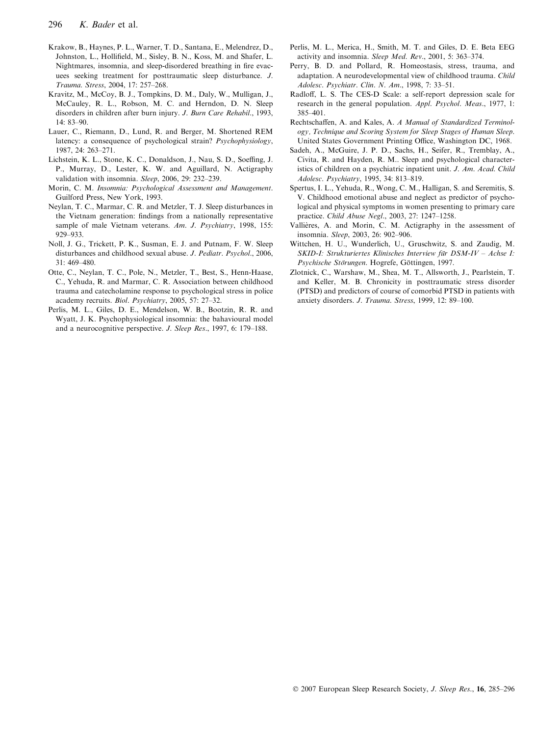Krakow, B., Haynes, P. L., Warner, T. D., Santana, E., Melendrez, D., Johnston, L., Hollifield, M., Sisley, B. N., Koss, M. and Shafer, L. Nightmares, insomnia, and sleep-disordered breathing in fire evacuees seeking treatment for posttraumatic sleep disturbance. *J. Trauma. Stress*, 2004, 17: 257–268.

Kravitz, M., McCoy, B. J., Tompkins, D. M., Daly, W., Mulligan, J., McCauley, R. L., Robson, M. C. and Herndon, D. N. Sleep disorders in children after burn injury. *J. Burn Care Rehabil.*, 1993, 14: 83–90.

Lauer, C., Riemann, D., Lund, R. and Berger, M. Shortened REM latency: a consequence of psychological strain? *Psychophysiology*, 1987, 24: 263–271.

Lichstein, K. L., Stone, K. C., Donaldson, J., Nau, S. D., Soeffing, J. P., Murray, D., Lester, K. W. and Aguillard, N. Actigraphy validation with insomnia. *Sleep*, 2006, 29: 232–239.

Morin, C. M. *Insomnia: Psychological Assessment and Management*. Guilford Press, New York, 1993.

Neylan, T. C., Marmar, C. R. and Metzler, T. J. Sleep disturbances in the Vietnam generation: findings from a nationally representative sample of male Vietnam veterans. *Am. J. Psychiatry*, 1998, 155: 929–933.

Noll, J. G., Trickett, P. K., Susman, E. J. and Putnam, F. W. Sleep disturbances and childhood sexual abuse. *J. Pediatr. Psychol.*, 2006, 31: 469–480.

Otte, C., Neylan, T. C., Pole, N., Metzler, T., Best, S., Henn-Haase, C., Yehuda, R. and Marmar, C. R. Association between childhood trauma and catecholamine response to psychological stress in police academy recruits. *Biol. Psychiatry*, 2005, 57: 27–32.

Perlis, M. L., Giles, D. E., Mendelson, W. B., Bootzin, R. R. and Wyatt, J. K. Psychophysiological insomnia: the bahavioural model and a neurocognitive perspective. *J. Sleep Res.*, 1997, 6: 179–188.

Perlis, M. L., Merica, H., Smith, M. T. and Giles, D. E. Beta EEG activity and insomnia. *Sleep Med. Rev.*, 2001, 5: 363–374.

Perry, B. D. and Pollard, R. Homeostasis, stress, trauma, and adaptation. A neurodevelopmental view of childhood trauma. *Child Adolesc. Psychiatr. Clin. N. Am.*, 1998, 7: 33–51.

Radloff, L. S. The CES-D Scale: a self-report depression scale for research in the general population. *Appl. Psychol. Meas.*, 1977, 1: 385–401.

Rechtschaffen, A. and Kales, A. *A Manual of Standardized Terminology, Technique and Scoring System for Sleep Stages of Human Sleep*. United States Government Printing Office, Washington DC, 1968.

Sadeh, A., McGuire, J. P. D., Sachs, H., Seifer, R., Tremblay, A., Civita, R. and Hayden, R. M.. Sleep and psychological characteristics of children on a psychiatric inpatient unit. *J. Am. Acad. Child Adolesc. Psychiatry*, 1995, 34: 813–819.

Spertus, I. L., Yehuda, R., Wong, C. M., Halligan, S. and Seremitis, S. V. Childhood emotional abuse and neglect as predictor of psychological and physical symptoms in women presenting to primary care practice. *Child Abuse Negl.*, 2003, 27: 1247–1258.

Vallières, A. and Morin, C. M. Actigraphy in the assessment of insomnia. *Sleep*, 2003, 26: 902–906.

Wittchen, H. U., Wunderlich, U., Gruschwitz, S. and Zaudig, M. *SKID-I: Strukturiertes Klinisches Interview für DSM-IV – Achse I: Psychische Störungen*. Hogrefe, Göttingen, 1997.

Zlotnick, C., Warshaw, M., Shea, M. T., Allsworth, J., Pearlstein, T. and Keller, M. B. Chronicity in posttraumatic stress disorder (PTSD) and predictors of course of comorbid PTSD in patients with anxiety disorders. *J. Trauma. Stress*, 1999, 12: 89–100.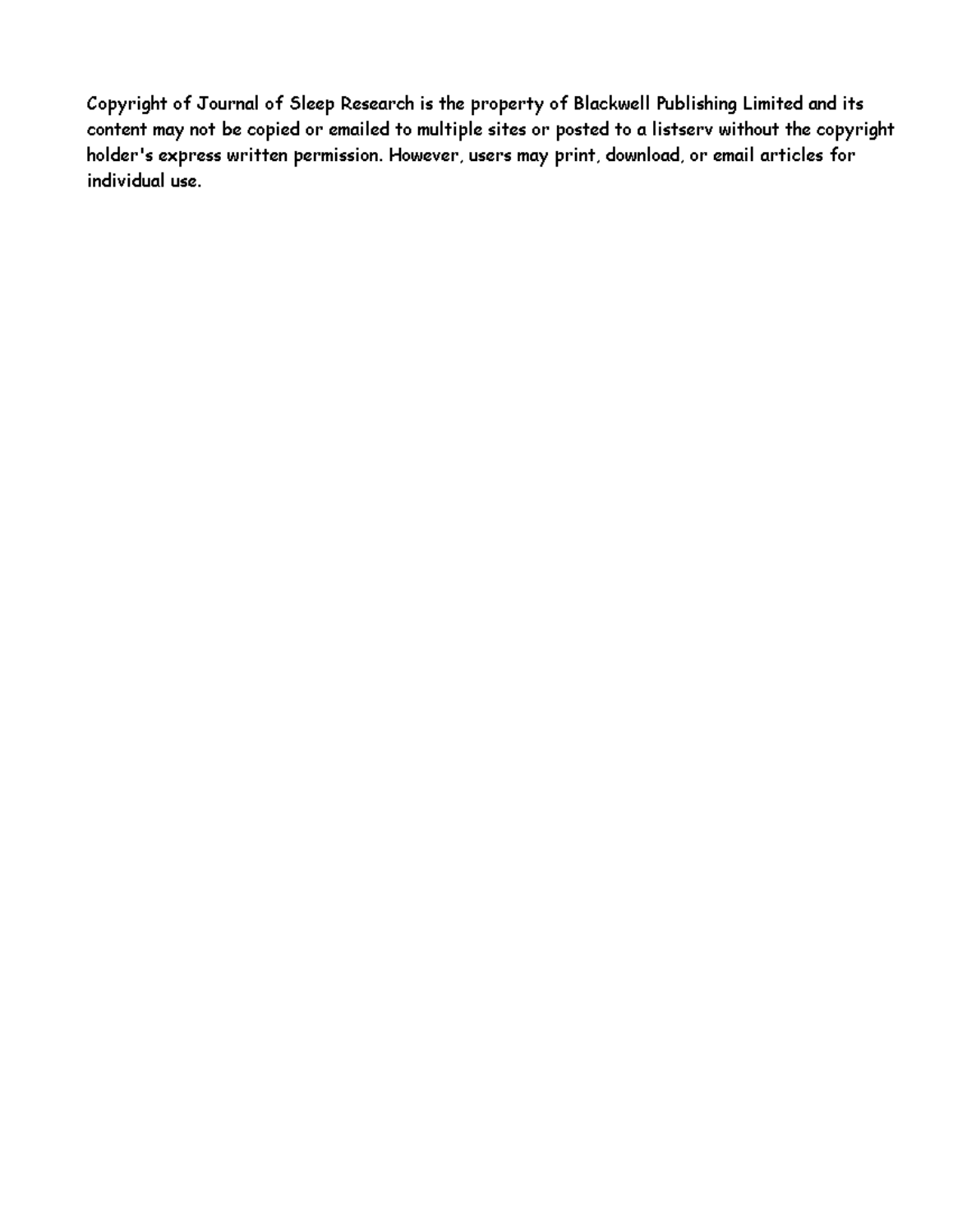Copyright of Journal of Sleep Research is the property of Blackwell Publishing Limited and its content may not be copied or emailed to multiple sites or posted to a listserv without the copyright holder's express written permission. However, users may print, download, or email articles for individual use.